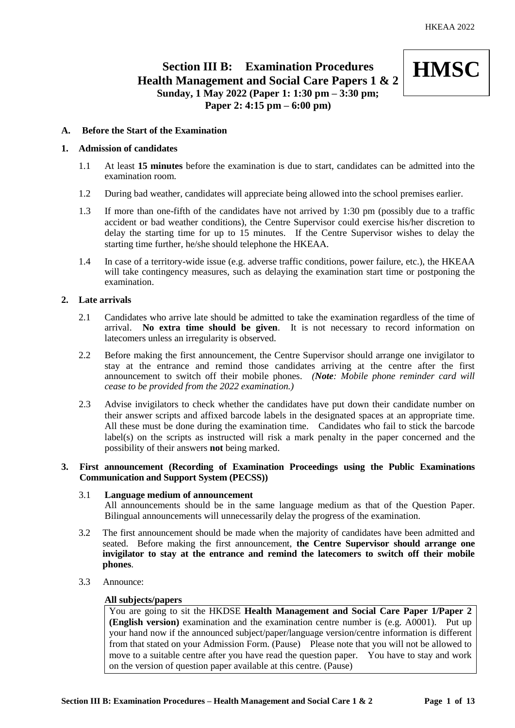**HMSC**

# Section III B: Examination Procedures
## Health Management and Social Care Papers 1 & 2
**Sunday, 1 May 2022 (Paper 1: 1:30 pm – 3:30 pm; Paper 2: 4:15 pm – 6:00 pm)**

### A. Before the Start of the Examination

#### 1. Admission of candidates

1.1 At least **15 minutes** before the examination is due to start, candidates can be admitted into the examination room.

1.2 During bad weather, candidates will appreciate being allowed into the school premises earlier.

1.3 If more than one-fifth of the candidates have not arrived by 1:30 pm (possibly due to a traffic accident or bad weather conditions), the Centre Supervisor could exercise his/her discretion to delay the starting time for up to 15 minutes. If the Centre Supervisor wishes to delay the starting time further, he/she should telephone the HKEAA.

1.4 In case of a territory-wide issue (e.g. adverse traffic conditions, power failure, etc.), the HKEAA will take contingency measures, such as delaying the examination start time or postponing the examination.

#### 2. Late arrivals

2.1 Candidates who arrive late should be admitted to take the examination regardless of the time of arrival. **No extra time should be given**. It is not necessary to record information on latecomers unless an irregularity is observed.

2.2 Before making the first announcement, the Centre Supervisor should arrange one invigilator to stay at the entrance and remind those candidates arriving at the centre after the first announcement to switch off their mobile phones. *(**Note**: Mobile phone reminder card will cease to be provided from the 2022 examination.)*

2.3 Advise invigilators to check whether the candidates have put down their candidate number on their answer scripts and affixed barcode labels in the designated spaces at an appropriate time. All these must be done during the examination time. Candidates who fail to stick the barcode label(s) on the scripts as instructed will risk a mark penalty in the paper concerned and the possibility of their answers **not** being marked.

#### 3. First announcement (Recording of Examination Proceedings using the Public Examinations Communication and Support System (PECSS))

3.1 **Language medium of announcement**
All announcements should be in the same language medium as that of the Question Paper. Bilingual announcements will unnecessarily delay the progress of the examination.

3.2 The first announcement should be made when the majority of candidates have been admitted and seated. Before making the first announcement, **the Centre Supervisor should arrange one invigilator to stay at the entrance and remind the latecomers to switch off their mobile phones**.

3.3 Announce:

**All subjects/papers**

> You are going to sit the HKDSE **Health Management and Social Care Paper 1/Paper 2 (English version)** examination and the examination centre number is (e.g. A0001). Put up your hand now if the announced subject/paper/language version/centre information is different from that stated on your Admission Form. (Pause) Please note that you will not be allowed to move to a suitable centre after you have read the question paper. You have to stay and work on the version of question paper available at this centre. (Pause)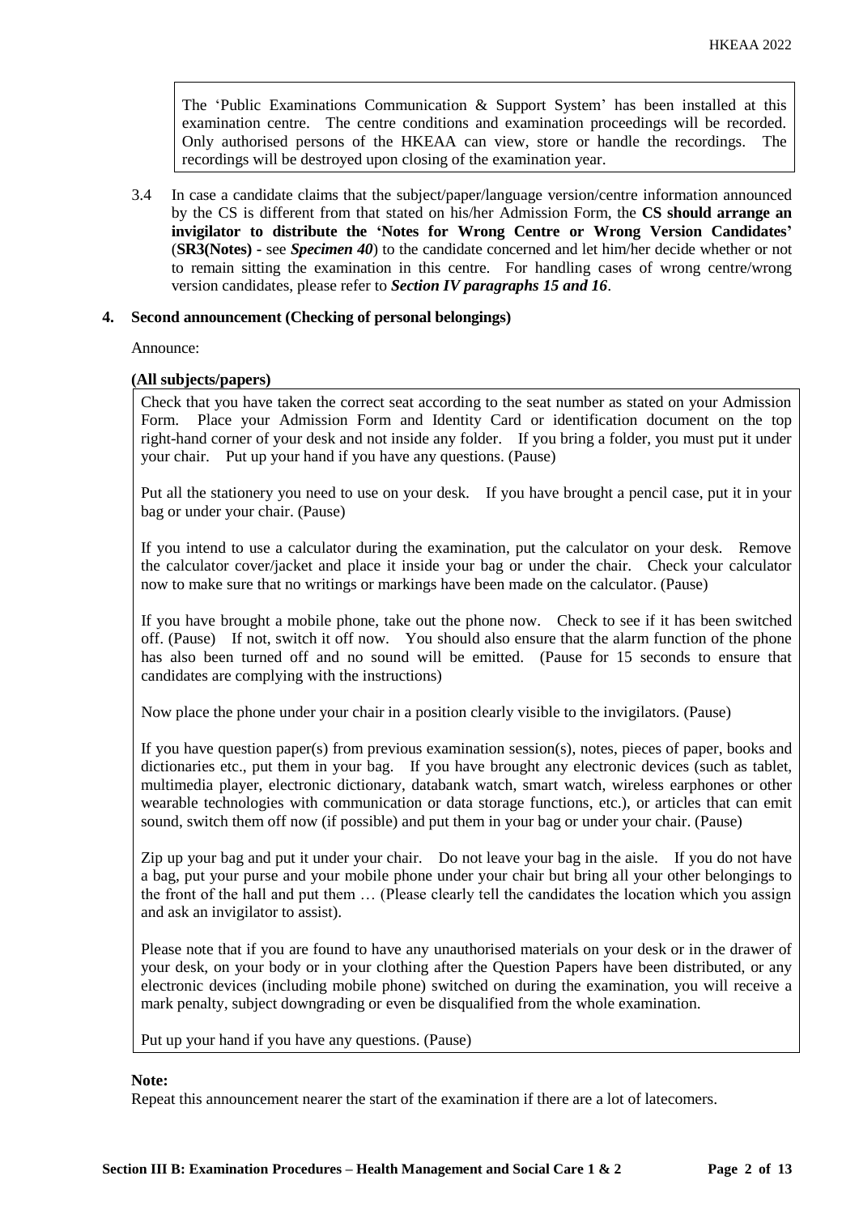> The 'Public Examinations Communication & Support System' has been installed at this examination centre. The centre conditions and examination proceedings will be recorded. Only authorised persons of the HKEAA can view, store or handle the recordings. The recordings will be destroyed upon closing of the examination year.

3.4 In case a candidate claims that the subject/paper/language version/centre information announced by the CS is different from that stated on his/her Admission Form, the **CS should arrange an invigilator to distribute the 'Notes for Wrong Centre or Wrong Version Candidates'** (**SR3(Notes) -** see ***Specimen 40***) to the candidate concerned and let him/her decide whether or not to remain sitting the examination in this centre. For handling cases of wrong centre/wrong version candidates, please refer to ***Section IV paragraphs 15 and 16***.

**4. Second announcement (Checking of personal belongings)**

Announce:

**(All subjects/papers)**

> Check that you have taken the correct seat according to the seat number as stated on your Admission Form. Place your Admission Form and Identity Card or identification document on the top right-hand corner of your desk and not inside any folder. If you bring a folder, you must put it under your chair. Put up your hand if you have any questions. (Pause)
>
> Put all the stationery you need to use on your desk. If you have brought a pencil case, put it in your bag or under your chair. (Pause)
>
> If you intend to use a calculator during the examination, put the calculator on your desk. Remove the calculator cover/jacket and place it inside your bag or under the chair. Check your calculator now to make sure that no writings or markings have been made on the calculator. (Pause)
>
> If you have brought a mobile phone, take out the phone now. Check to see if it has been switched off. (Pause) If not, switch it off now. You should also ensure that the alarm function of the phone has also been turned off and no sound will be emitted. (Pause for 15 seconds to ensure that candidates are complying with the instructions)
>
> Now place the phone under your chair in a position clearly visible to the invigilators. (Pause)
>
> If you have question paper(s) from previous examination session(s), notes, pieces of paper, books and dictionaries etc., put them in your bag. If you have brought any electronic devices (such as tablet, multimedia player, electronic dictionary, databank watch, smart watch, wireless earphones or other wearable technologies with communication or data storage functions, etc.), or articles that can emit sound, switch them off now (if possible) and put them in your bag or under your chair. (Pause)
>
> Zip up your bag and put it under your chair. Do not leave your bag in the aisle. If you do not have a bag, put your purse and your mobile phone under your chair but bring all your other belongings to the front of the hall and put them … (Please clearly tell the candidates the location which you assign and ask an invigilator to assist).
>
> Please note that if you are found to have any unauthorised materials on your desk or in the drawer of your desk, on your body or in your clothing after the Question Papers have been distributed, or any electronic devices (including mobile phone) switched on during the examination, you will receive a mark penalty, subject downgrading or even be disqualified from the whole examination.
>
> Put up your hand if you have any questions. (Pause)

**Note:**
Repeat this announcement nearer the start of the examination if there are a lot of latecomers.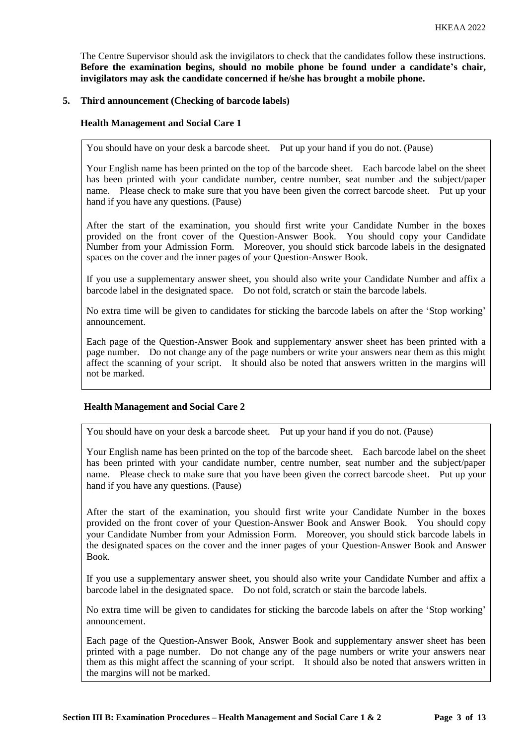The Centre Supervisor should ask the invigilators to check that the candidates follow these instructions. **Before the examination begins, should no mobile phone be found under a candidate's chair, invigilators may ask the candidate concerned if he/she has brought a mobile phone.**

## 5. Third announcement (Checking of barcode labels)

### Health Management and Social Care 1

You should have on your desk a barcode sheet. Put up your hand if you do not. (Pause)

Your English name has been printed on the top of the barcode sheet. Each barcode label on the sheet has been printed with your candidate number, centre number, seat number and the subject/paper name. Please check to make sure that you have been given the correct barcode sheet. Put up your hand if you have any questions. (Pause)

After the start of the examination, you should first write your Candidate Number in the boxes provided on the front cover of the Question-Answer Book. You should copy your Candidate Number from your Admission Form. Moreover, you should stick barcode labels in the designated spaces on the cover and the inner pages of your Question-Answer Book.

If you use a supplementary answer sheet, you should also write your Candidate Number and affix a barcode label in the designated space. Do not fold, scratch or stain the barcode labels.

No extra time will be given to candidates for sticking the barcode labels on after the 'Stop working' announcement.

Each page of the Question-Answer Book and supplementary answer sheet has been printed with a page number. Do not change any of the page numbers or write your answers near them as this might affect the scanning of your script. It should also be noted that answers written in the margins will not be marked.

### Health Management and Social Care 2

You should have on your desk a barcode sheet. Put up your hand if you do not. (Pause)

Your English name has been printed on the top of the barcode sheet. Each barcode label on the sheet has been printed with your candidate number, centre number, seat number and the subject/paper name. Please check to make sure that you have been given the correct barcode sheet. Put up your hand if you have any questions. (Pause)

After the start of the examination, you should first write your Candidate Number in the boxes provided on the front cover of your Question-Answer Book and Answer Book. You should copy your Candidate Number from your Admission Form. Moreover, you should stick barcode labels in the designated spaces on the cover and the inner pages of your Question-Answer Book and Answer Book.

If you use a supplementary answer sheet, you should also write your Candidate Number and affix a barcode label in the designated space. Do not fold, scratch or stain the barcode labels.

No extra time will be given to candidates for sticking the barcode labels on after the 'Stop working' announcement.

Each page of the Question-Answer Book, Answer Book and supplementary answer sheet has been printed with a page number. Do not change any of the page numbers or write your answers near them as this might affect the scanning of your script. It should also be noted that answers written in the margins will not be marked.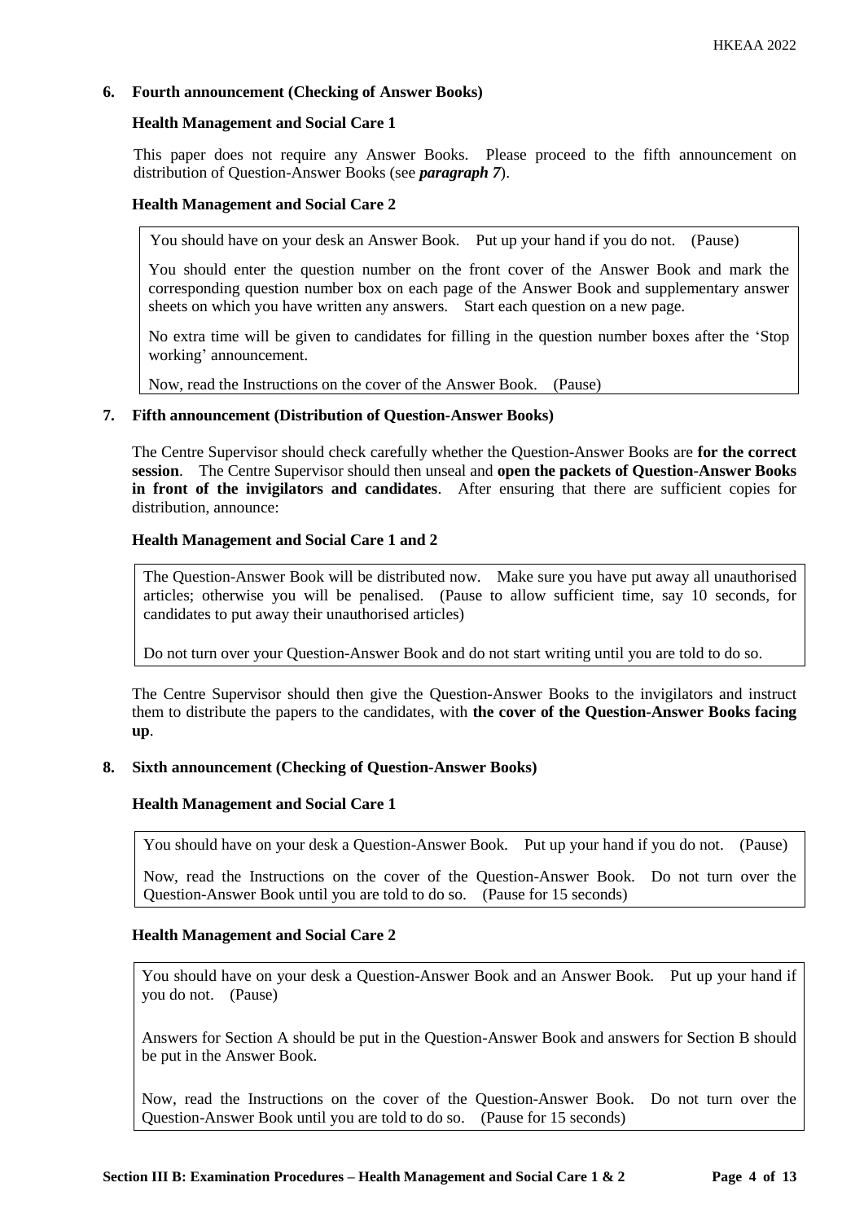## 6. Fourth announcement (Checking of Answer Books)

**Health Management and Social Care 1**

This paper does not require any Answer Books. Please proceed to the fifth announcement on distribution of Question-Answer Books (see ***paragraph 7***).

**Health Management and Social Care 2**

> You should have on your desk an Answer Book. Put up your hand if you do not. (Pause)
>
> You should enter the question number on the front cover of the Answer Book and mark the corresponding question number box on each page of the Answer Book and supplementary answer sheets on which you have written any answers. Start each question on a new page.
>
> No extra time will be given to candidates for filling in the question number boxes after the 'Stop working' announcement.
>
> Now, read the Instructions on the cover of the Answer Book. (Pause)

## 7. Fifth announcement (Distribution of Question-Answer Books)

The Centre Supervisor should check carefully whether the Question-Answer Books are **for the correct session**. The Centre Supervisor should then unseal and **open the packets of Question-Answer Books in front of the invigilators and candidates**. After ensuring that there are sufficient copies for distribution, announce:

**Health Management and Social Care 1 and 2**

> The Question-Answer Book will be distributed now. Make sure you have put away all unauthorised articles; otherwise you will be penalised. (Pause to allow sufficient time, say 10 seconds, for candidates to put away their unauthorised articles)
>
> Do not turn over your Question-Answer Book and do not start writing until you are told to do so.

The Centre Supervisor should then give the Question-Answer Books to the invigilators and instruct them to distribute the papers to the candidates, with **the cover of the Question-Answer Books facing up**.

## 8. Sixth announcement (Checking of Question-Answer Books)

**Health Management and Social Care 1**

> You should have on your desk a Question-Answer Book. Put up your hand if you do not. (Pause)
>
> Now, read the Instructions on the cover of the Question-Answer Book. Do not turn over the Question-Answer Book until you are told to do so. (Pause for 15 seconds)

**Health Management and Social Care 2**

> You should have on your desk a Question-Answer Book and an Answer Book. Put up your hand if you do not. (Pause)
>
> Answers for Section A should be put in the Question-Answer Book and answers for Section B should be put in the Answer Book.
>
> Now, read the Instructions on the cover of the Question-Answer Book. Do not turn over the Question-Answer Book until you are told to do so. (Pause for 15 seconds)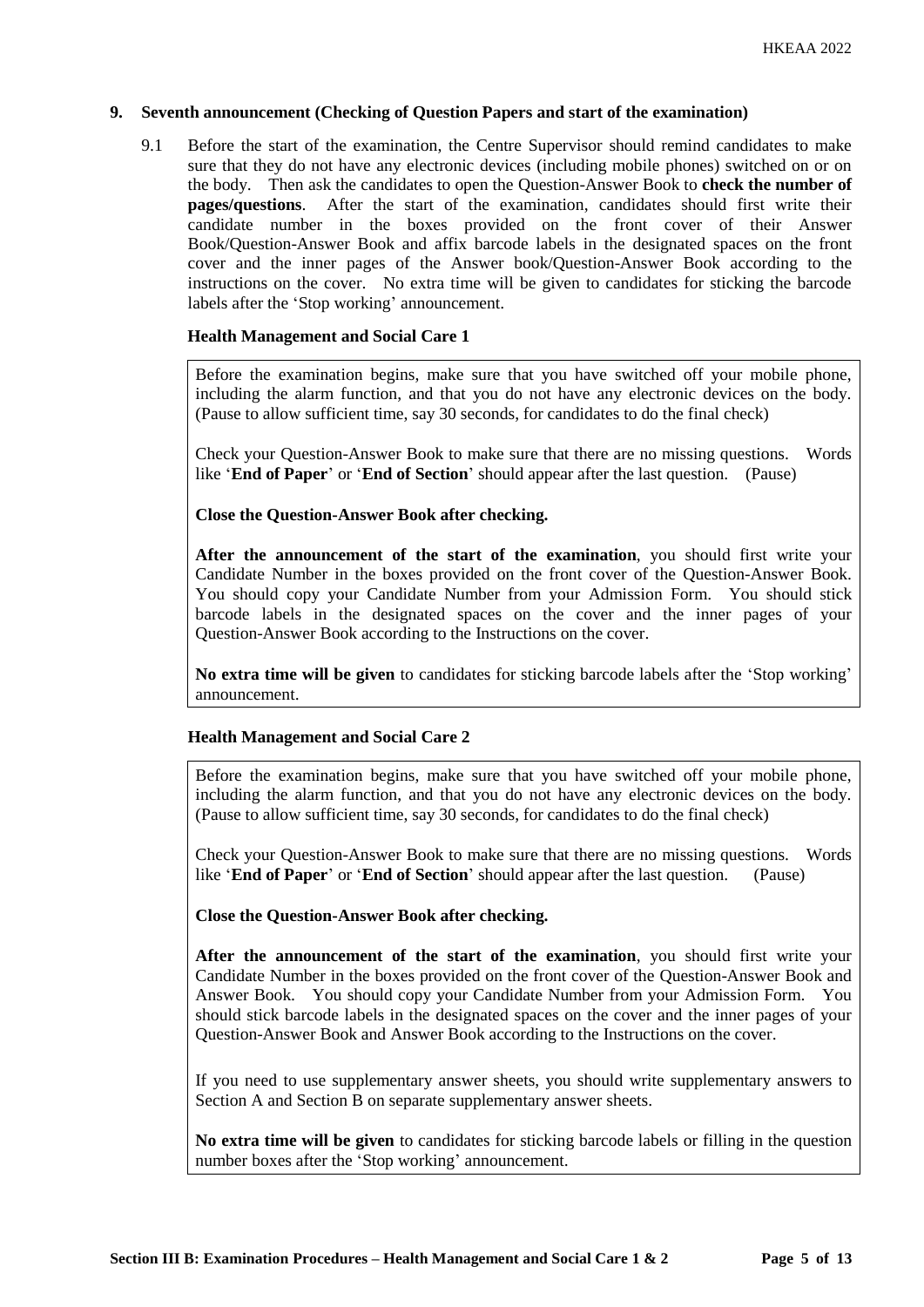## 9. Seventh announcement (Checking of Question Papers and start of the examination)

9.1 Before the start of the examination, the Centre Supervisor should remind candidates to make sure that they do not have any electronic devices (including mobile phones) switched on or on the body. Then ask the candidates to open the Question-Answer Book to **check the number of pages/questions**. After the start of the examination, candidates should first write their candidate number in the boxes provided on the front cover of their Answer Book/Question-Answer Book and affix barcode labels in the designated spaces on the front cover and the inner pages of the Answer book/Question-Answer Book according to the instructions on the cover. No extra time will be given to candidates for sticking the barcode labels after the 'Stop working' announcement.

### Health Management and Social Care 1

> Before the examination begins, make sure that you have switched off your mobile phone, including the alarm function, and that you do not have any electronic devices on the body. (Pause to allow sufficient time, say 30 seconds, for candidates to do the final check)
>
> Check your Question-Answer Book to make sure that there are no missing questions. Words like '**End of Paper**' or '**End of Section**' should appear after the last question. (Pause)
>
> **Close the Question-Answer Book after checking.**
>
> **After the announcement of the start of the examination**, you should first write your Candidate Number in the boxes provided on the front cover of the Question-Answer Book. You should copy your Candidate Number from your Admission Form. You should stick barcode labels in the designated spaces on the cover and the inner pages of your Question-Answer Book according to the Instructions on the cover.
>
> **No extra time will be given** to candidates for sticking barcode labels after the 'Stop working' announcement.

### Health Management and Social Care 2

> Before the examination begins, make sure that you have switched off your mobile phone, including the alarm function, and that you do not have any electronic devices on the body. (Pause to allow sufficient time, say 30 seconds, for candidates to do the final check)
>
> Check your Question-Answer Book to make sure that there are no missing questions. Words like '**End of Paper**' or '**End of Section**' should appear after the last question. (Pause)
>
> **Close the Question-Answer Book after checking.**
>
> **After the announcement of the start of the examination**, you should first write your Candidate Number in the boxes provided on the front cover of the Question-Answer Book and Answer Book. You should copy your Candidate Number from your Admission Form. You should stick barcode labels in the designated spaces on the cover and the inner pages of your Question-Answer Book and Answer Book according to the Instructions on the cover.
>
> If you need to use supplementary answer sheets, you should write supplementary answers to Section A and Section B on separate supplementary answer sheets.
>
> **No extra time will be given** to candidates for sticking barcode labels or filling in the question number boxes after the 'Stop working' announcement.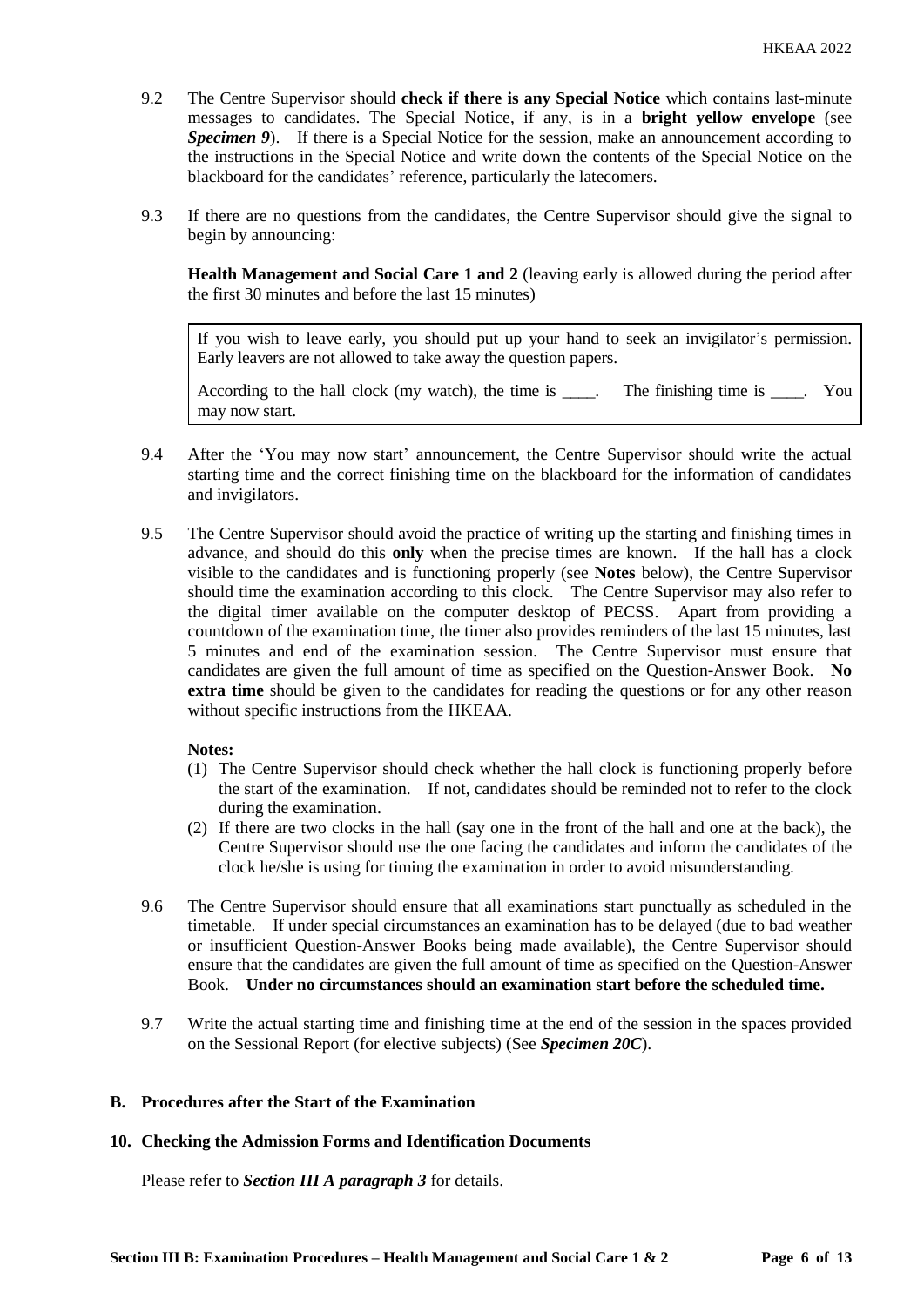9.2 The Centre Supervisor should **check if there is any Special Notice** which contains last-minute messages to candidates. The Special Notice, if any, is in a **bright yellow envelope** (see ***Specimen 9***). If there is a Special Notice for the session, make an announcement according to the instructions in the Special Notice and write down the contents of the Special Notice on the blackboard for the candidates' reference, particularly the latecomers.

9.3 If there are no questions from the candidates, the Centre Supervisor should give the signal to begin by announcing:

**Health Management and Social Care 1 and 2** (leaving early is allowed during the period after the first 30 minutes and before the last 15 minutes)

> If you wish to leave early, you should put up your hand to seek an invigilator's permission. Early leavers are not allowed to take away the question papers.
>
> According to the hall clock (my watch), the time is ____. The finishing time is ____. You may now start.

9.4 After the 'You may now start' announcement, the Centre Supervisor should write the actual starting time and the correct finishing time on the blackboard for the information of candidates and invigilators.

9.5 The Centre Supervisor should avoid the practice of writing up the starting and finishing times in advance, and should do this **only** when the precise times are known. If the hall has a clock visible to the candidates and is functioning properly (see **Notes** below), the Centre Supervisor should time the examination according to this clock. The Centre Supervisor may also refer to the digital timer available on the computer desktop of PECSS. Apart from providing a countdown of the examination time, the timer also provides reminders of the last 15 minutes, last 5 minutes and end of the examination session. The Centre Supervisor must ensure that candidates are given the full amount of time as specified on the Question-Answer Book. **No extra time** should be given to the candidates for reading the questions or for any other reason without specific instructions from the HKEAA.

**Notes:**

(1) The Centre Supervisor should check whether the hall clock is functioning properly before the start of the examination. If not, candidates should be reminded not to refer to the clock during the examination.

(2) If there are two clocks in the hall (say one in the front of the hall and one at the back), the Centre Supervisor should use the one facing the candidates and inform the candidates of the clock he/she is using for timing the examination in order to avoid misunderstanding.

9.6 The Centre Supervisor should ensure that all examinations start punctually as scheduled in the timetable. If under special circumstances an examination has to be delayed (due to bad weather or insufficient Question-Answer Books being made available), the Centre Supervisor should ensure that the candidates are given the full amount of time as specified on the Question-Answer Book. **Under no circumstances should an examination start before the scheduled time.**

9.7 Write the actual starting time and finishing time at the end of the session in the spaces provided on the Sessional Report (for elective subjects) (See ***Specimen 20C***).

## B. Procedures after the Start of the Examination

### 10. Checking the Admission Forms and Identification Documents

Please refer to ***Section III A paragraph 3*** for details.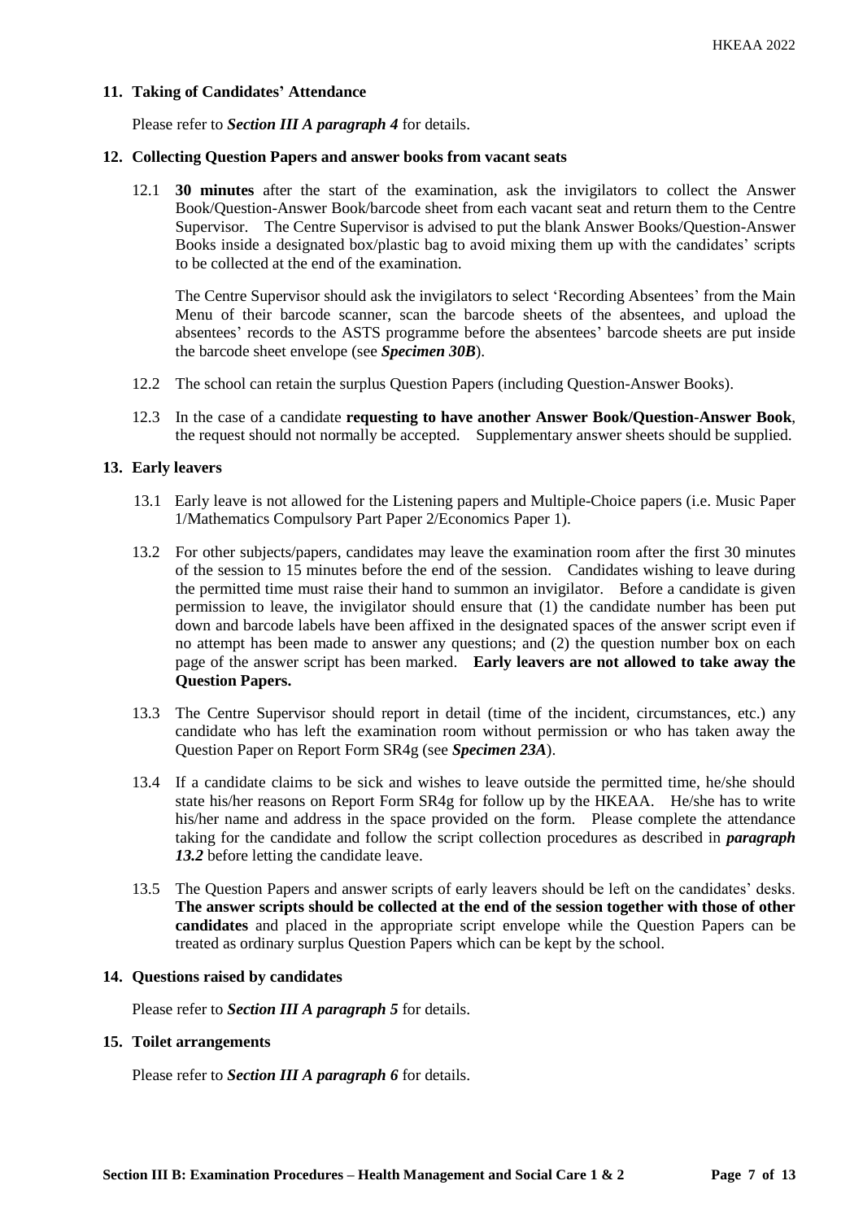**11. Taking of Candidates' Attendance**

Please refer to ***Section III A paragraph 4*** for details.

**12. Collecting Question Papers and answer books from vacant seats**

12.1 **30 minutes** after the start of the examination, ask the invigilators to collect the Answer Book/Question-Answer Book/barcode sheet from each vacant seat and return them to the Centre Supervisor. The Centre Supervisor is advised to put the blank Answer Books/Question-Answer Books inside a designated box/plastic bag to avoid mixing them up with the candidates' scripts to be collected at the end of the examination.

The Centre Supervisor should ask the invigilators to select 'Recording Absentees' from the Main Menu of their barcode scanner, scan the barcode sheets of the absentees, and upload the absentees' records to the ASTS programme before the absentees' barcode sheets are put inside the barcode sheet envelope (see ***Specimen 30B***).

12.2 The school can retain the surplus Question Papers (including Question-Answer Books).

12.3 In the case of a candidate **requesting to have another Answer Book/Question-Answer Book**, the request should not normally be accepted. Supplementary answer sheets should be supplied.

**13. Early leavers**

13.1 Early leave is not allowed for the Listening papers and Multiple-Choice papers (i.e. Music Paper 1/Mathematics Compulsory Part Paper 2/Economics Paper 1).

13.2 For other subjects/papers, candidates may leave the examination room after the first 30 minutes of the session to 15 minutes before the end of the session. Candidates wishing to leave during the permitted time must raise their hand to summon an invigilator. Before a candidate is given permission to leave, the invigilator should ensure that (1) the candidate number has been put down and barcode labels have been affixed in the designated spaces of the answer script even if no attempt has been made to answer any questions; and (2) the question number box on each page of the answer script has been marked. **Early leavers are not allowed to take away the Question Papers.**

13.3 The Centre Supervisor should report in detail (time of the incident, circumstances, etc.) any candidate who has left the examination room without permission or who has taken away the Question Paper on Report Form SR4g (see ***Specimen 23A***).

13.4 If a candidate claims to be sick and wishes to leave outside the permitted time, he/she should state his/her reasons on Report Form SR4g for follow up by the HKEAA. He/she has to write his/her name and address in the space provided on the form. Please complete the attendance taking for the candidate and follow the script collection procedures as described in ***paragraph 13.2*** before letting the candidate leave.

13.5 The Question Papers and answer scripts of early leavers should be left on the candidates' desks. **The answer scripts should be collected at the end of the session together with those of other candidates** and placed in the appropriate script envelope while the Question Papers can be treated as ordinary surplus Question Papers which can be kept by the school.

**14. Questions raised by candidates**

Please refer to ***Section III A paragraph 5*** for details.

**15. Toilet arrangements**

Please refer to ***Section III A paragraph 6*** for details.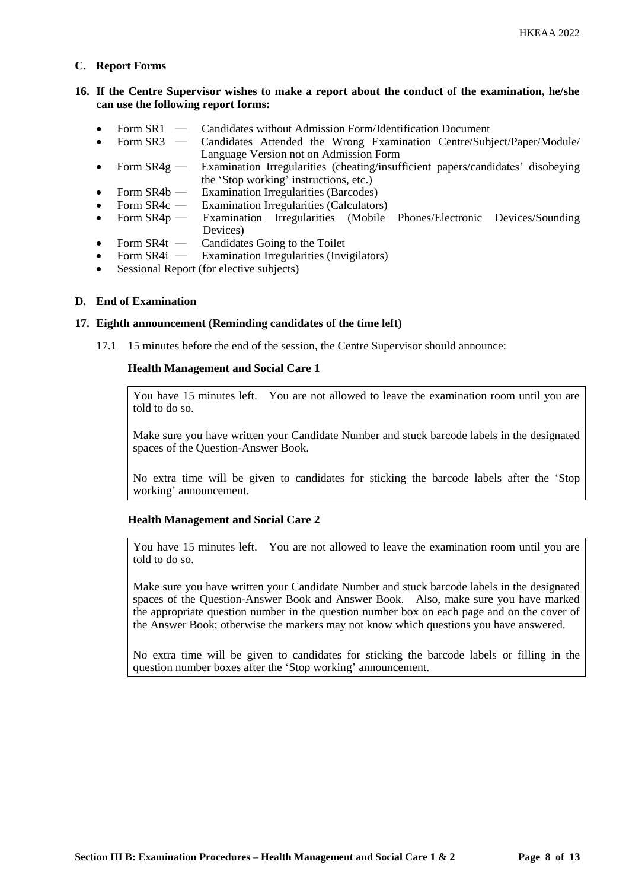## C. Report Forms

### 16. If the Centre Supervisor wishes to make a report about the conduct of the examination, he/she can use the following report forms:

- Form SR1 — Candidates without Admission Form/Identification Document
- Form SR3 — Candidates Attended the Wrong Examination Centre/Subject/Paper/Module/ Language Version not on Admission Form
- Form SR4g — Examination Irregularities (cheating/insufficient papers/candidates' disobeying the 'Stop working' instructions, etc.)
- Form SR4b — Examination Irregularities (Barcodes)
- Form SR4c — Examination Irregularities (Calculators)
- Form SR4p — Examination Irregularities (Mobile Phones/Electronic Devices/Sounding Devices)
- Form SR4t — Candidates Going to the Toilet
- Form SR4i — Examination Irregularities (Invigilators)
- Sessional Report (for elective subjects)

## D. End of Examination

### 17. Eighth announcement (Reminding candidates of the time left)

17.1 15 minutes before the end of the session, the Centre Supervisor should announce:

**Health Management and Social Care 1**

> You have 15 minutes left. You are not allowed to leave the examination room until you are told to do so.
>
> Make sure you have written your Candidate Number and stuck barcode labels in the designated spaces of the Question-Answer Book.
>
> No extra time will be given to candidates for sticking the barcode labels after the 'Stop working' announcement.

**Health Management and Social Care 2**

> You have 15 minutes left. You are not allowed to leave the examination room until you are told to do so.
>
> Make sure you have written your Candidate Number and stuck barcode labels in the designated spaces of the Question-Answer Book and Answer Book. Also, make sure you have marked the appropriate question number in the question number box on each page and on the cover of the Answer Book; otherwise the markers may not know which questions you have answered.
>
> No extra time will be given to candidates for sticking the barcode labels or filling in the question number boxes after the 'Stop working' announcement.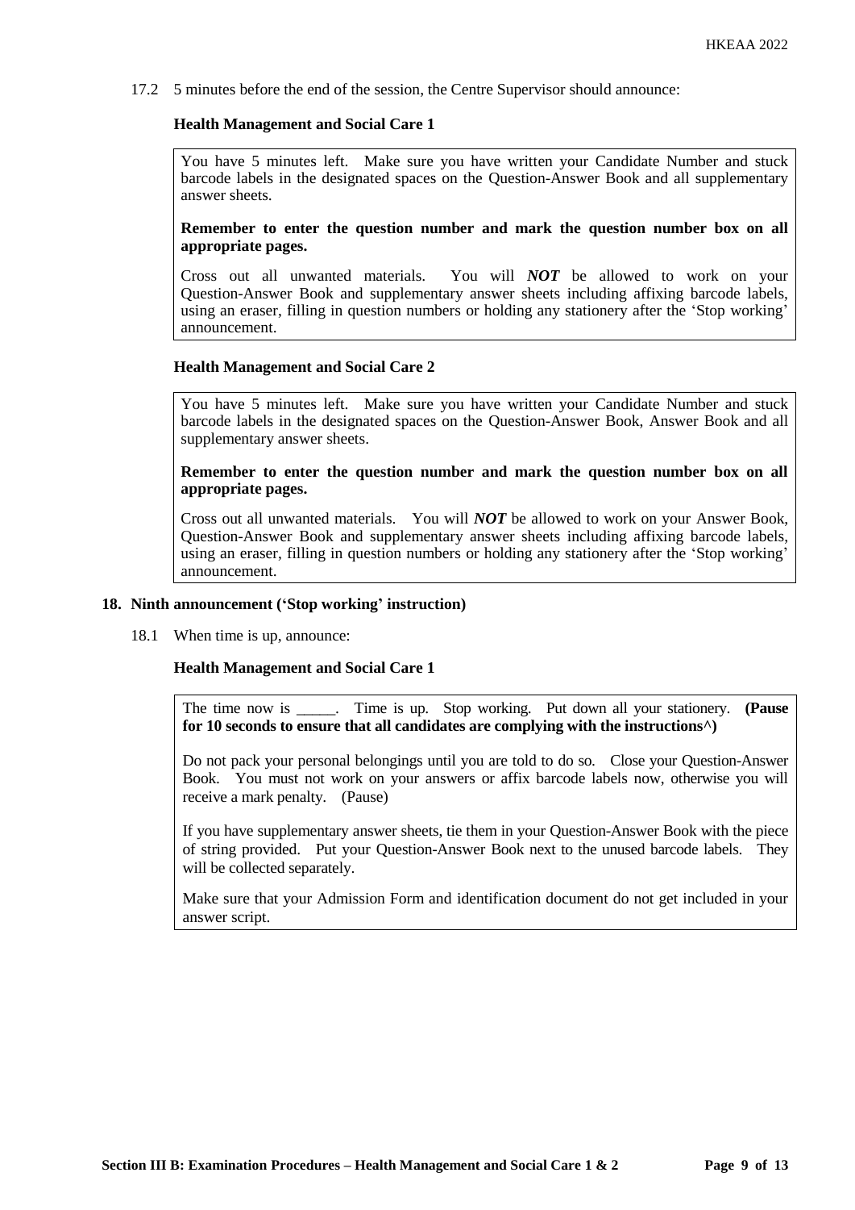17.2 5 minutes before the end of the session, the Centre Supervisor should announce:

**Health Management and Social Care 1**

> You have 5 minutes left. Make sure you have written your Candidate Number and stuck barcode labels in the designated spaces on the Question-Answer Book and all supplementary answer sheets.
>
> **Remember to enter the question number and mark the question number box on all appropriate pages.**
>
> Cross out all unwanted materials. You will ***NOT*** be allowed to work on your Question-Answer Book and supplementary answer sheets including affixing barcode labels, using an eraser, filling in question numbers or holding any stationery after the 'Stop working' announcement.

**Health Management and Social Care 2**

> You have 5 minutes left. Make sure you have written your Candidate Number and stuck barcode labels in the designated spaces on the Question-Answer Book, Answer Book and all supplementary answer sheets.
>
> **Remember to enter the question number and mark the question number box on all appropriate pages.**
>
> Cross out all unwanted materials. You will ***NOT*** be allowed to work on your Answer Book, Question-Answer Book and supplementary answer sheets including affixing barcode labels, using an eraser, filling in question numbers or holding any stationery after the 'Stop working' announcement.

**18. Ninth announcement ('Stop working' instruction)**

18.1 When time is up, announce:

**Health Management and Social Care 1**

> The time now is _____. Time is up. Stop working. Put down all your stationery. **(Pause for 10 seconds to ensure that all candidates are complying with the instructions^)**
>
> Do not pack your personal belongings until you are told to do so. Close your Question-Answer Book. You must not work on your answers or affix barcode labels now, otherwise you will receive a mark penalty. (Pause)
>
> If you have supplementary answer sheets, tie them in your Question-Answer Book with the piece of string provided. Put your Question-Answer Book next to the unused barcode labels. They will be collected separately.
>
> Make sure that your Admission Form and identification document do not get included in your answer script.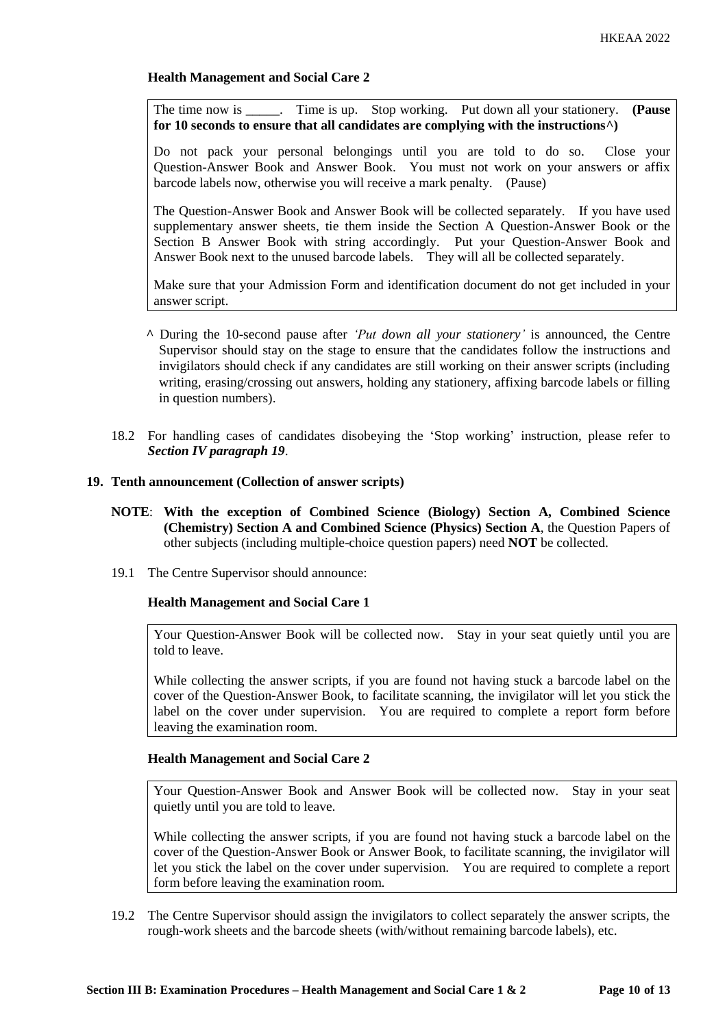**Health Management and Social Care 2**

> The time now is _____. Time is up. Stop working. Put down all your stationery. **(Pause for 10 seconds to ensure that all candidates are complying with the instructions^)**
>
> Do not pack your personal belongings until you are told to do so. Close your Question-Answer Book and Answer Book. You must not work on your answers or affix barcode labels now, otherwise you will receive a mark penalty. (Pause)
>
> The Question-Answer Book and Answer Book will be collected separately. If you have used supplementary answer sheets, tie them inside the Section A Question-Answer Book or the Section B Answer Book with string accordingly. Put your Question-Answer Book and Answer Book next to the unused barcode labels. They will all be collected separately.
>
> Make sure that your Admission Form and identification document do not get included in your answer script.

^ During the 10-second pause after *'Put down all your stationery'* is announced, the Centre Supervisor should stay on the stage to ensure that the candidates follow the instructions and invigilators should check if any candidates are still working on their answer scripts (including writing, erasing/crossing out answers, holding any stationery, affixing barcode labels or filling in question numbers).

18.2 For handling cases of candidates disobeying the 'Stop working' instruction, please refer to ***Section IV paragraph 19***.

**19. Tenth announcement (Collection of answer scripts)**

**NOTE**: **With the exception of Combined Science (Biology) Section A, Combined Science (Chemistry) Section A and Combined Science (Physics) Section A**, the Question Papers of other subjects (including multiple-choice question papers) need **NOT** be collected.

19.1 The Centre Supervisor should announce:

**Health Management and Social Care 1**

> Your Question-Answer Book will be collected now. Stay in your seat quietly until you are told to leave.
>
> While collecting the answer scripts, if you are found not having stuck a barcode label on the cover of the Question-Answer Book, to facilitate scanning, the invigilator will let you stick the label on the cover under supervision. You are required to complete a report form before leaving the examination room.

**Health Management and Social Care 2**

> Your Question-Answer Book and Answer Book will be collected now. Stay in your seat quietly until you are told to leave.
>
> While collecting the answer scripts, if you are found not having stuck a barcode label on the cover of the Question-Answer Book or Answer Book, to facilitate scanning, the invigilator will let you stick the label on the cover under supervision. You are required to complete a report form before leaving the examination room.

19.2 The Centre Supervisor should assign the invigilators to collect separately the answer scripts, the rough-work sheets and the barcode sheets (with/without remaining barcode labels), etc.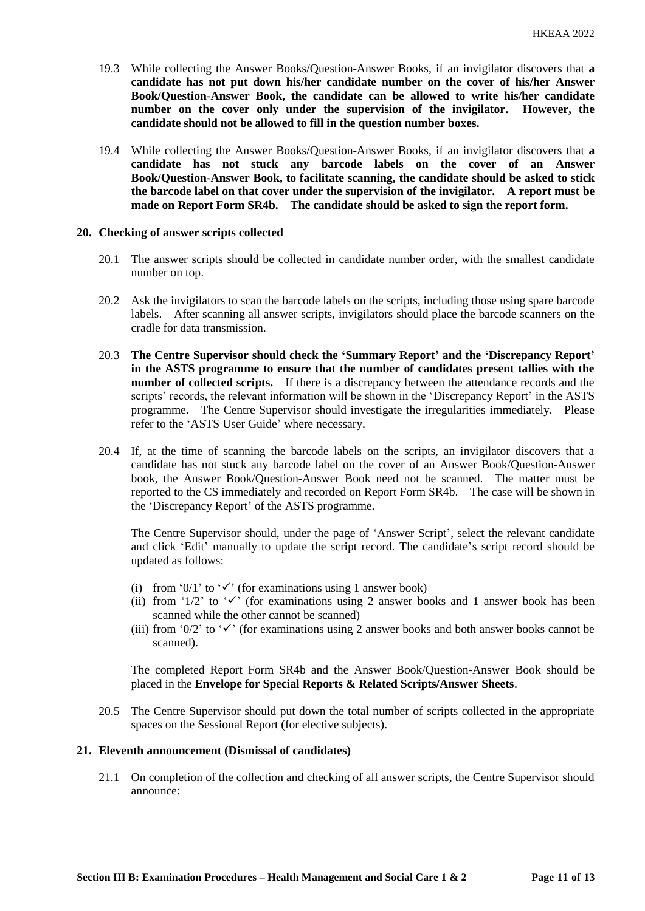19.3 While collecting the Answer Books/Question-Answer Books, if an invigilator discovers that **a candidate has not put down his/her candidate number on the cover of his/her Answer Book/Question-Answer Book, the candidate can be allowed to write his/her candidate number on the cover only under the supervision of the invigilator. However, the candidate should not be allowed to fill in the question number boxes.**

19.4 While collecting the Answer Books/Question-Answer Books, if an invigilator discovers that **a candidate has not stuck any barcode labels on the cover of an Answer Book/Question-Answer Book, to facilitate scanning, the candidate should be asked to stick the barcode label on that cover under the supervision of the invigilator. A report must be made on Report Form SR4b. The candidate should be asked to sign the report form.**

## 20. Checking of answer scripts collected

20.1 The answer scripts should be collected in candidate number order, with the smallest candidate number on top.

20.2 Ask the invigilators to scan the barcode labels on the scripts, including those using spare barcode labels. After scanning all answer scripts, invigilators should place the barcode scanners on the cradle for data transmission.

20.3 **The Centre Supervisor should check the 'Summary Report' and the 'Discrepancy Report' in the ASTS programme to ensure that the number of candidates present tallies with the number of collected scripts.** If there is a discrepancy between the attendance records and the scripts' records, the relevant information will be shown in the 'Discrepancy Report' in the ASTS programme. The Centre Supervisor should investigate the irregularities immediately. Please refer to the 'ASTS User Guide' where necessary.

20.4 If, at the time of scanning the barcode labels on the scripts, an invigilator discovers that a candidate has not stuck any barcode label on the cover of an Answer Book/Question-Answer book, the Answer Book/Question-Answer Book need not be scanned. The matter must be reported to the CS immediately and recorded on Report Form SR4b. The case will be shown in the 'Discrepancy Report' of the ASTS programme.

The Centre Supervisor should, under the page of 'Answer Script', select the relevant candidate and click 'Edit' manually to update the script record. The candidate's script record should be updated as follows:

(i) from '0/1' to '✓' (for examinations using 1 answer book)
(ii) from '1/2' to '✓' (for examinations using 2 answer books and 1 answer book has been scanned while the other cannot be scanned)
(iii) from '0/2' to '✓' (for examinations using 2 answer books and both answer books cannot be scanned).

The completed Report Form SR4b and the Answer Book/Question-Answer Book should be placed in the **Envelope for Special Reports & Related Scripts/Answer Sheets**.

20.5 The Centre Supervisor should put down the total number of scripts collected in the appropriate spaces on the Sessional Report (for elective subjects).

## 21. Eleventh announcement (Dismissal of candidates)

21.1 On completion of the collection and checking of all answer scripts, the Centre Supervisor should announce: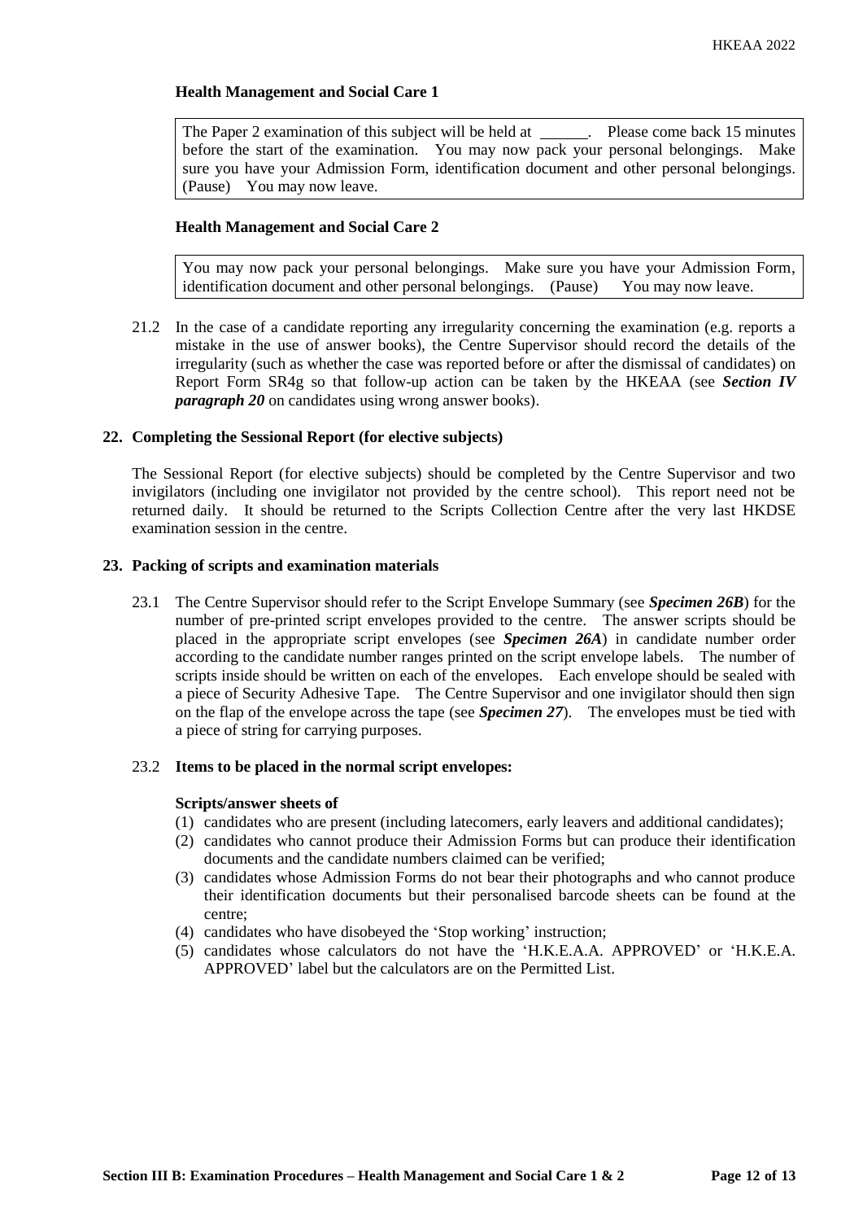**Health Management and Social Care 1**

> The Paper 2 examination of this subject will be held at ______. Please come back 15 minutes before the start of the examination. You may now pack your personal belongings. Make sure you have your Admission Form, identification document and other personal belongings. (Pause) You may now leave.

**Health Management and Social Care 2**

> You may now pack your personal belongings. Make sure you have your Admission Form, identification document and other personal belongings. (Pause) You may now leave.

21.2 In the case of a candidate reporting any irregularity concerning the examination (e.g. reports a mistake in the use of answer books), the Centre Supervisor should record the details of the irregularity (such as whether the case was reported before or after the dismissal of candidates) on Report Form SR4g so that follow-up action can be taken by the HKEAA (see ***Section IV paragraph 20*** on candidates using wrong answer books).

### 22. Completing the Sessional Report (for elective subjects)

The Sessional Report (for elective subjects) should be completed by the Centre Supervisor and two invigilators (including one invigilator not provided by the centre school). This report need not be returned daily. It should be returned to the Scripts Collection Centre after the very last HKDSE examination session in the centre.

### 23. Packing of scripts and examination materials

23.1 The Centre Supervisor should refer to the Script Envelope Summary (see ***Specimen 26B***) for the number of pre-printed script envelopes provided to the centre. The answer scripts should be placed in the appropriate script envelopes (see ***Specimen 26A***) in candidate number order according to the candidate number ranges printed on the script envelope labels. The number of scripts inside should be written on each of the envelopes. Each envelope should be sealed with a piece of Security Adhesive Tape. The Centre Supervisor and one invigilator should then sign on the flap of the envelope across the tape (see ***Specimen 27***). The envelopes must be tied with a piece of string for carrying purposes.

23.2 **Items to be placed in the normal script envelopes:**

**Scripts/answer sheets of**

(1) candidates who are present (including latecomers, early leavers and additional candidates);
(2) candidates who cannot produce their Admission Forms but can produce their identification documents and the candidate numbers claimed can be verified;
(3) candidates whose Admission Forms do not bear their photographs and who cannot produce their identification documents but their personalised barcode sheets can be found at the centre;
(4) candidates who have disobeyed the 'Stop working' instruction;
(5) candidates whose calculators do not have the 'H.K.E.A.A. APPROVED' or 'H.K.E.A. APPROVED' label but the calculators are on the Permitted List.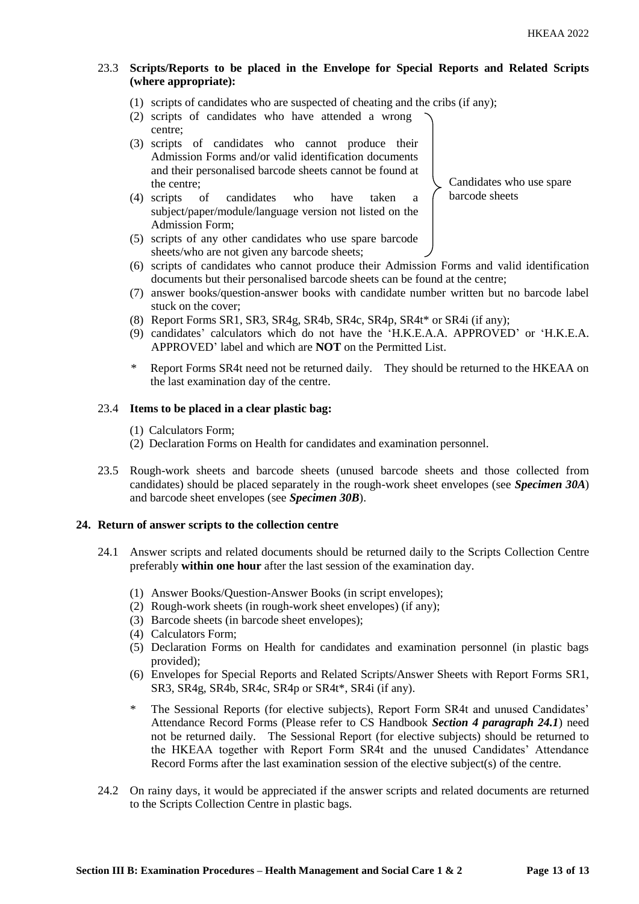23.3 **Scripts/Reports to be placed in the Envelope for Special Reports and Related Scripts (where appropriate):**

(1) scripts of candidates who are suspected of cheating and the cribs (if any);

(2) scripts of candidates who have attended a wrong centre;

(3) scripts of candidates who cannot produce their Admission Forms and/or valid identification documents and their personalised barcode sheets cannot be found at the centre;

(4) scripts of candidates who have taken a subject/paper/module/language version not listed on the Admission Form;

(5) scripts of any other candidates who use spare barcode sheets/who are not given any barcode sheets;

[Items (2)–(5): Candidates who use spare barcode sheets]

(6) scripts of candidates who cannot produce their Admission Forms and valid identification documents but their personalised barcode sheets can be found at the centre;

(7) answer books/question-answer books with candidate number written but no barcode label stuck on the cover;

(8) Report Forms SR1, SR3, SR4g, SR4b, SR4c, SR4p, SR4t* or SR4i (if any);

(9) candidates' calculators which do not have the 'H.K.E.A.A. APPROVED' or 'H.K.E.A. APPROVED' label and which are **NOT** on the Permitted List.

\* Report Forms SR4t need not be returned daily. They should be returned to the HKEAA on the last examination day of the centre.

23.4 **Items to be placed in a clear plastic bag:**

(1) Calculators Form;

(2) Declaration Forms on Health for candidates and examination personnel.

23.5 Rough-work sheets and barcode sheets (unused barcode sheets and those collected from candidates) should be placed separately in the rough-work sheet envelopes (see ***Specimen 30A***) and barcode sheet envelopes (see ***Specimen 30B***).

## 24. Return of answer scripts to the collection centre

24.1 Answer scripts and related documents should be returned daily to the Scripts Collection Centre preferably **within one hour** after the last session of the examination day.

(1) Answer Books/Question-Answer Books (in script envelopes);

(2) Rough-work sheets (in rough-work sheet envelopes) (if any);

(3) Barcode sheets (in barcode sheet envelopes);

(4) Calculators Form;

(5) Declaration Forms on Health for candidates and examination personnel (in plastic bags provided);

(6) Envelopes for Special Reports and Related Scripts/Answer Sheets with Report Forms SR1, SR3, SR4g, SR4b, SR4c, SR4p or SR4t*, SR4i (if any).

\* The Sessional Reports (for elective subjects), Report Form SR4t and unused Candidates' Attendance Record Forms (Please refer to CS Handbook ***Section 4 paragraph 24.1***) need not be returned daily. The Sessional Report (for elective subjects) should be returned to the HKEAA together with Report Form SR4t and the unused Candidates' Attendance Record Forms after the last examination session of the elective subject(s) of the centre.

24.2 On rainy days, it would be appreciated if the answer scripts and related documents are returned to the Scripts Collection Centre in plastic bags.